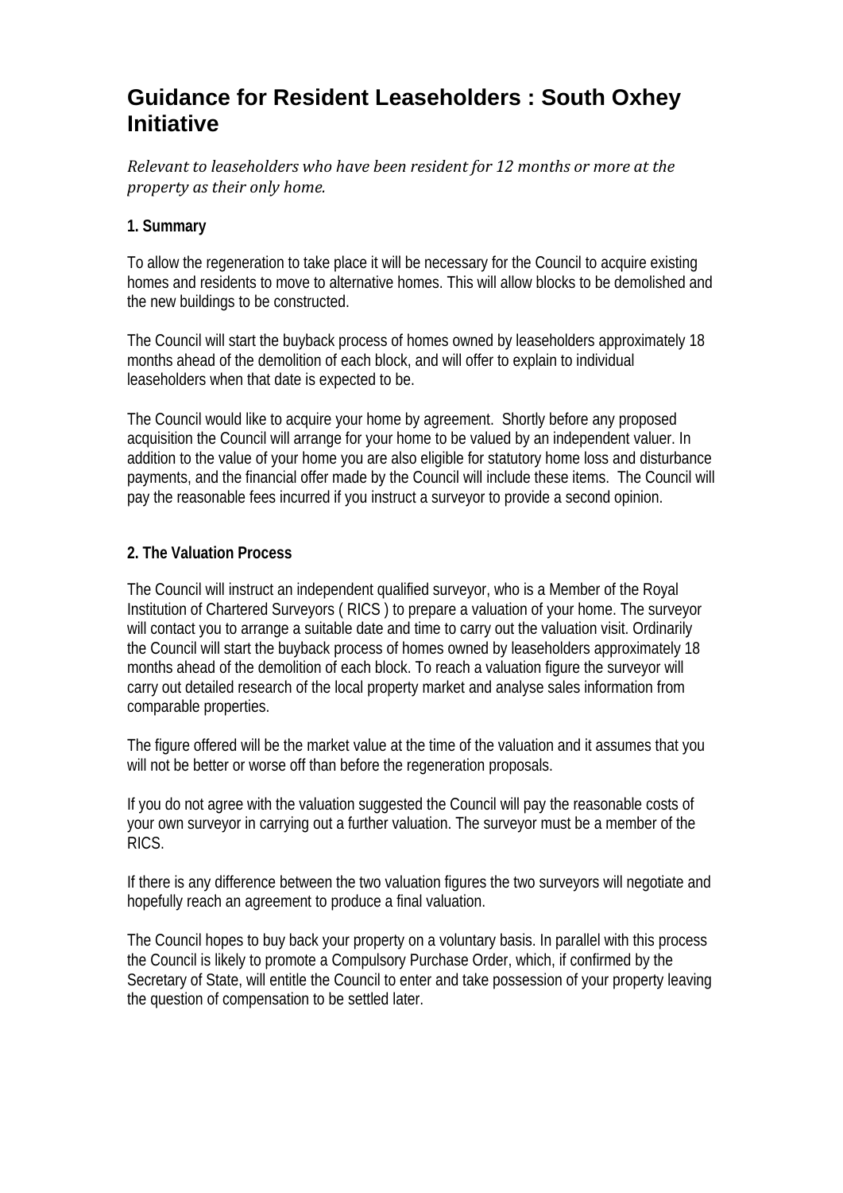# Guidance for Resident Leaseholders : South Oxhey Initiative

*Relevant to leaseholders who have been resident for 12 months or more at the property as their only home.*

**1. Summary**

To allow the regeneration to take place it will be necessary for the Council to acquire existing homes and residents to move to alternative homes. This will allow blocks to be demolished and the new buildings to be constructed.

The Council will start the buyback process of homes owned by leaseholders approximately 18 months ahead of the demolition of each block, and will offer to explain to individual leaseholders when that date is expected to be.

The Council would like to acquire your home by agreement. Shortly before any proposed acquisition the Council will arrange for your home to be valued by an independent valuer. In addition to the value of your home you are also eligible for statutory home loss and disturbance payments, and the financial offer made by the Council will include these items. The Council will pay the reasonable fees incurred if you instruct a surveyor to provide a second opinion.

**2. The Valuation Process**

The Council will instruct an independent qualified surveyor, who is a Member of the Royal Institution of Chartered Surveyors ( RICS ) to prepare a valuation of your home. The surveyor will contact you to arrange a suitable date and time to carry out the valuation visit. Ordinarily the Council will start the buyback process of homes owned by leaseholders approximately 18 months ahead of the demolition of each block. To reach a valuation figure the surveyor will carry out detailed research of the local property market and analyse sales information from comparable properties.

The figure offered will be the market value at the time of the valuation and it assumes that you will not be better or worse off than before the regeneration proposals.

If you do not agree with the valuation suggested the Council will pay the reasonable costs of your own surveyor in carrying out a further valuation. The surveyor must be a member of the RICS.

If there is any difference between the two valuation figures the two surveyors will negotiate and hopefully reach an agreement to produce a final valuation.

The Council hopes to buy back your property on a voluntary basis. In parallel with this process the Council is likely to promote a Compulsory Purchase Order, which, if confirmed by the Secretary of State, will entitle the Council to enter and take possession of your property leaving the question of compensation to be settled later.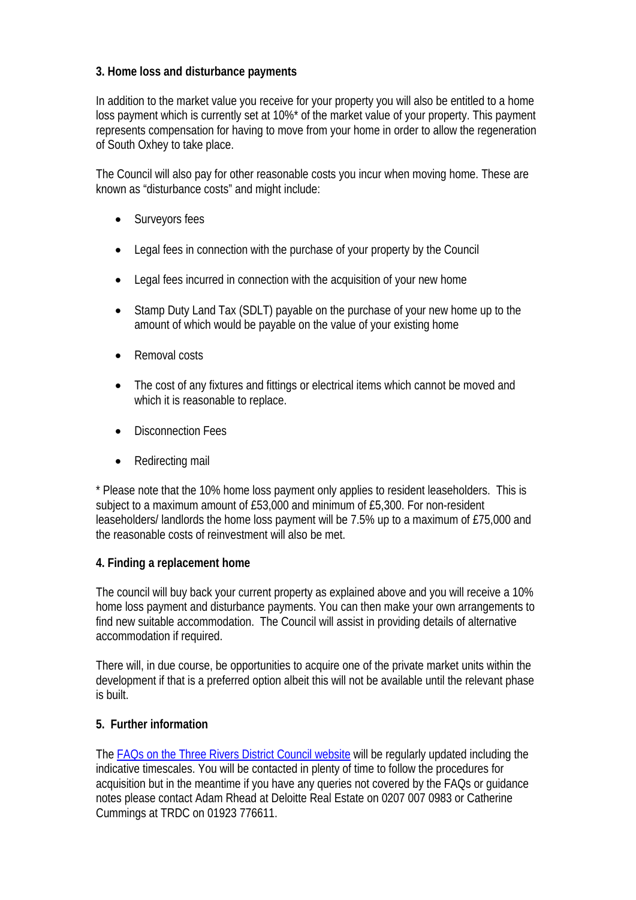### 3. Home loss and disturbance payments

In addition to the market value you receive for your property you will also be entitled to a home loss payment which is currently set at 10%* of the market value of your property. This payment represents compensation for having to move from your home in order to allow the regeneration of South Oxhey to take place.

The Council will also pay for other reasonable costs you incur when moving home. These are known as "disturbance costs" and might include:

- Surveyors fees
- Legal fees in connection with the purchase of your property by the Council
- Legal fees incurred in connection with the acquisition of your new home
- Stamp Duty Land Tax (SDLT) payable on the purchase of your new home up to the amount of which would be payable on the value of your existing home
- Removal costs
- The cost of any fixtures and fittings or electrical items which cannot be moved and which it is reasonable to replace.
- Disconnection Fees
- Redirecting mail

* Please note that the 10% home loss payment only applies to resident leaseholders. This is subject to a maximum amount of £53,000 and minimum of £5,300. For non-resident leaseholders/ landlords the home loss payment will be 7.5% up to a maximum of £75,000 and the reasonable costs of reinvestment will also be met.

### 4. Finding a replacement home

The council will buy back your current property as explained above and you will receive a 10% home loss payment and disturbance payments. You can then make your own arrangements to find new suitable accommodation. The Council will assist in providing details of alternative accommodation if required.

There will, in due course, be opportunities to acquire one of the private market units within the development if that is a preferred option albeit this will not be available until the relevant phase is built.

### 5. Further information

The [FAQs on the Three Rivers District Council website] will be regularly updated including the indicative timescales. You will be contacted in plenty of time to follow the procedures for acquisition but in the meantime if you have any queries not covered by the FAQs or guidance notes please contact Adam Rhead at Deloitte Real Estate on 0207 007 0983 or Catherine Cummings at TRDC on 01923 776611.